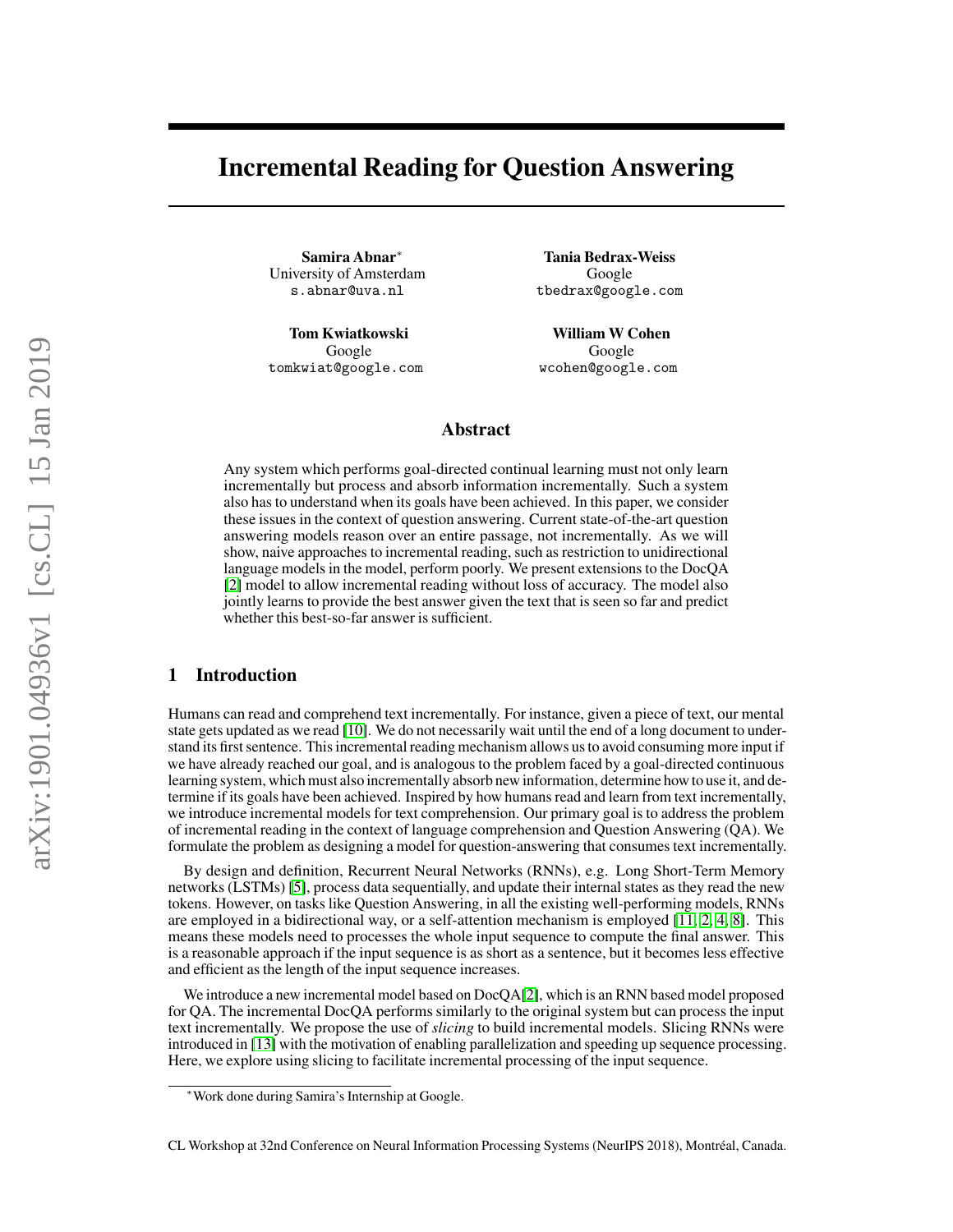# Incremental Reading for Question Answering

**Samira Abnar**[*]
University of Amsterdam
s.abnar@uva.nl

**Tania Bedrax-Weiss**
Google
tbedrax@google.com

**Tom Kwiatkowski**
Google
tomkwiat@google.com

**William W Cohen**
Google
wcohen@google.com

## Abstract

Any system which performs goal-directed continual learning must not only learn incrementally but process and absorb information incrementally. Such a system also has to understand when its goals have been achieved. In this paper, we consider these issues in the context of question answering. Current state-of-the-art question answering models reason over an entire passage, not incrementally. As we will show, naive approaches to incremental reading, such as restriction to unidirectional language models in the model, perform poorly. We present extensions to the DocQA [2] model to allow incremental reading without loss of accuracy. The model also jointly learns to provide the best answer given the text that is seen so far and predict whether this best-so-far answer is sufficient.

## 1 Introduction

Humans can read and comprehend text incrementally. For instance, given a piece of text, our mental state gets updated as we read [10]. We do not necessarily wait until the end of a long document to understand its first sentence. This incremental reading mechanism allows us to avoid consuming more input if we have already reached our goal, and is analogous to the problem faced by a goal-directed continuous learning system, which must also incrementally absorb new information, determine how to use it, and determine if its goals have been achieved. Inspired by how humans read and learn from text incrementally, we introduce incremental models for text comprehension. Our primary goal is to address the problem of incremental reading in the context of language comprehension and Question Answering (QA). We formulate the problem as designing a model for question-answering that consumes text incrementally.

By design and definition, Recurrent Neural Networks (RNNs), e.g. Long Short-Term Memory networks (LSTMs) [5], process data sequentially, and update their internal states as they read the new tokens. However, on tasks like Question Answering, in all the existing well-performing models, RNNs are employed in a bidirectional way, or a self-attention mechanism is employed [11, 2, 4, 8]. This means these models need to processes the whole input sequence to compute the final answer. This is a reasonable approach if the input sequence is as short as a sentence, but it becomes less effective and efficient as the length of the input sequence increases.

We introduce a new incremental model based on DocQA[2], which is an RNN based model proposed for QA. The incremental DocQA performs similarly to the original system but can process the input text incrementally. We propose the use of *slicing* to build incremental models. Slicing RNNs were introduced in [13] with the motivation of enabling parallelization and speeding up sequence processing. Here, we explore using slicing to facilitate incremental processing of the input sequence.

[*]Work done during Samira's Internship at Google.

CL Workshop at 32nd Conference on Neural Information Processing Systems (NeurIPS 2018), Montréal, Canada.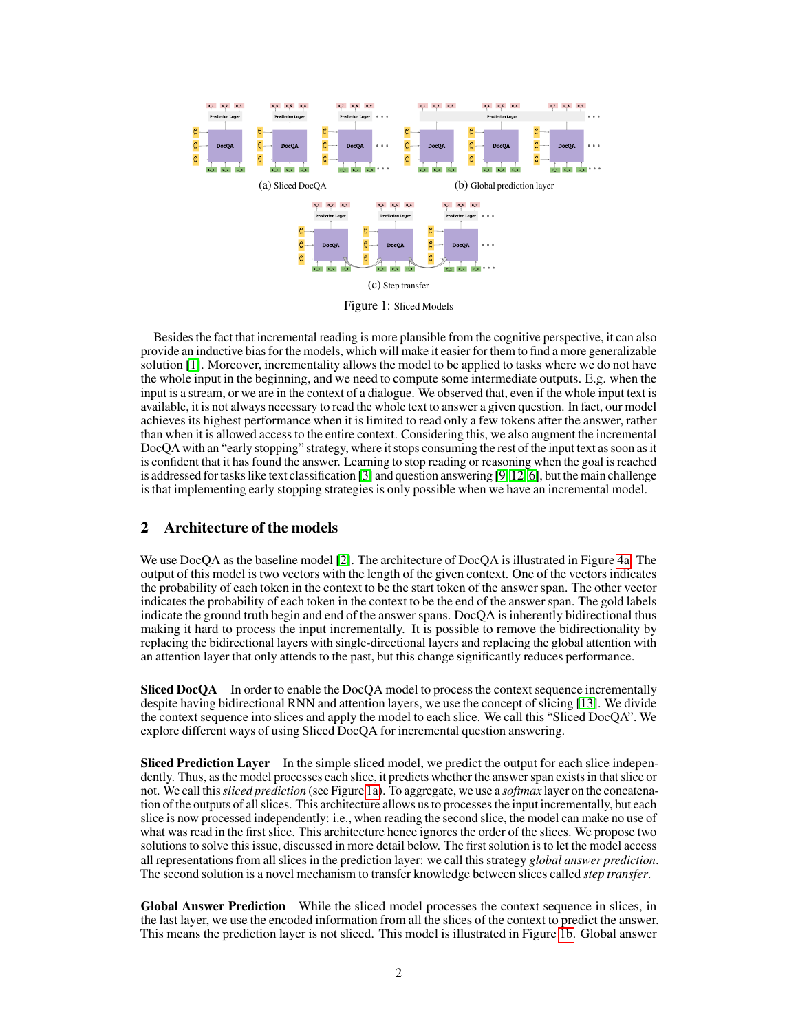(a) Sliced DocQA

(b) Global prediction layer

(c) Step transfer

Figure 1: Sliced Models

Besides the fact that incremental reading is more plausible from the cognitive perspective, it can also provide an inductive bias for the models, which will make it easier for them to find a more generalizable solution [1]. Moreover, incrementality allows the model to be applied to tasks where we do not have the whole input in the beginning, and we need to compute some intermediate outputs. E.g. when the input is a stream, or we are in the context of a dialogue. We observed that, even if the whole input text is available, it is not always necessary to read the whole text to answer a given question. In fact, our model achieves its highest performance when it is limited to read only a few tokens after the answer, rather than when it is allowed access to the entire context. Considering this, we also augment the incremental DocQA with an "early stopping" strategy, where it stops consuming the rest of the input text as soon as it is confident that it has found the answer. Learning to stop reading or reasoning when the goal is reached is addressed for tasks like text classification [3] and question answering [9, 12, 6], but the main challenge is that implementing early stopping strategies is only possible when we have an incremental model.

## 2 Architecture of the models

We use DocQA as the baseline model [2]. The architecture of DocQA is illustrated in Figure 4a. The output of this model is two vectors with the length of the given context. One of the vectors indicates the probability of each token in the context to be the start token of the answer span. The other vector indicates the probability of each token in the context to be the end of the answer span. The gold labels indicate the ground truth begin and end of the answer spans. DocQA is inherently bidirectional thus making it hard to process the input incrementally. It is possible to remove the bidirectionality by replacing the bidirectional layers with single-directional layers and replacing the global attention with an attention layer that only attends to the past, but this change significantly reduces performance.

**Sliced DocQA** In order to enable the DocQA model to process the context sequence incrementally despite having bidirectional RNN and attention layers, we use the concept of slicing [13]. We divide the context sequence into slices and apply the model to each slice. We call this "Sliced DocQA". We explore different ways of using Sliced DocQA for incremental question answering.

**Sliced Prediction Layer** In the simple sliced model, we predict the output for each slice independently. Thus, as the model processes each slice, it predicts whether the answer span exists in that slice or not. We call this *sliced prediction* (see Figure 1a). To aggregate, we use a *softmax* layer on the concatenation of the outputs of all slices. This architecture allows us to processes the input incrementally, but each slice is now processed independently: i.e., when reading the second slice, the model can make no use of what was read in the first slice. This architecture hence ignores the order of the slices. We propose two solutions to solve this issue, discussed in more detail below. The first solution is to let the model access all representations from all slices in the prediction layer: we call this strategy *global answer prediction*. The second solution is a novel mechanism to transfer knowledge between slices called *step transfer*.

**Global Answer Prediction** While the sliced model processes the context sequence in slices, in the last layer, we use the encoded information from all the slices of the context to predict the answer. This means the prediction layer is not sliced. This model is illustrated in Figure 1b. Global answer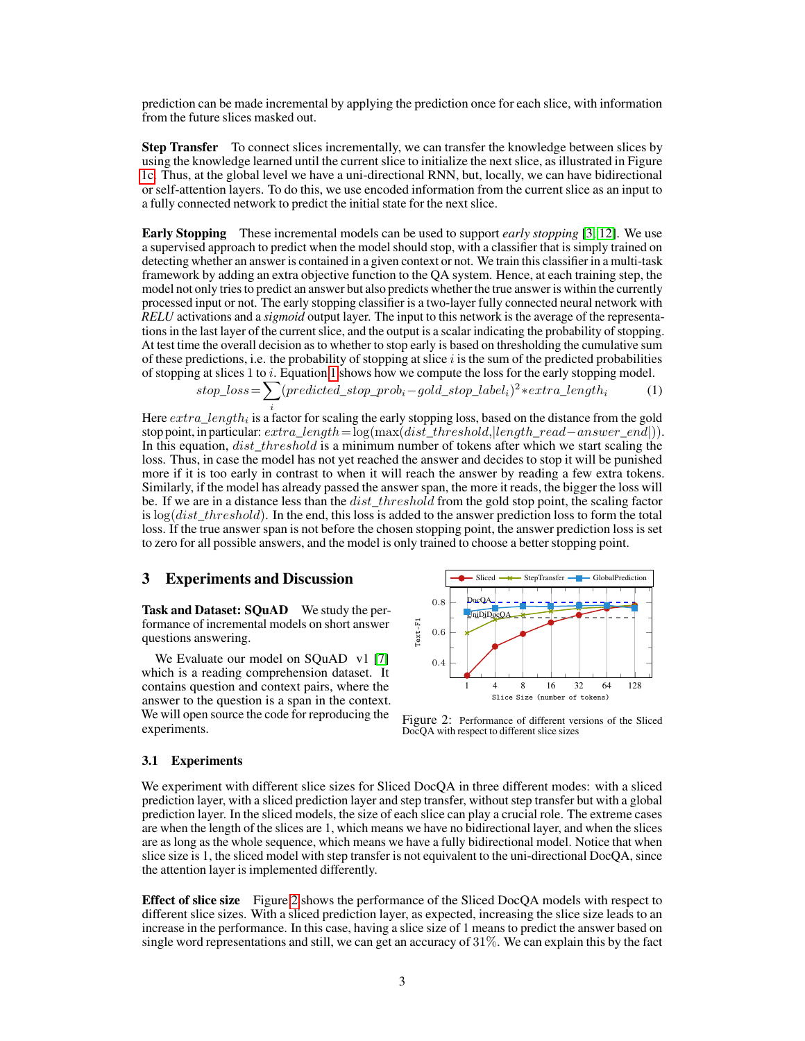prediction can be made incremental by applying the prediction once for each slice, with information from the future slices masked out.

**Step Transfer** To connect slices incrementally, we can transfer the knowledge between slices by using the knowledge learned until the current slice to initialize the next slice, as illustrated in Figure 1c. Thus, at the global level we have a uni-directional RNN, but, locally, we can have bidirectional or self-attention layers. To do this, we use encoded information from the current slice as an input to a fully connected network to predict the initial state for the next slice.

**Early Stopping** These incremental models can be used to support *early stopping* [3, 12]. We use a supervised approach to predict when the model should stop, with a classifier that is simply trained on detecting whether an answer is contained in a given context or not. We train this classifier in a multi-task framework by adding an extra objective function to the QA system. Hence, at each training step, the model not only tries to predict an answer but also predicts whether the true answer is within the currently processed input or not. The early stopping classifier is a two-layer fully connected neural network with *RELU* activations and a *sigmoid* output layer. The input to this network is the average of the representations in the last layer of the current slice, and the output is a scalar indicating the probability of stopping. At test time the overall decision as to whether to stop early is based on thresholding the cumulative sum of these predictions, i.e. the probability of stopping at slice $i$ is the sum of the predicted probabilities of stopping at slices 1 to $i$. Equation 1 shows how we compute the loss for the early stopping model.

$$stop\_loss = \sum_i (predicted\_stop\_prob_i - gold\_stop\_label_i)^2 * extra\_length_i \tag{1}$$

Here $extra\_length_i$ is a factor for scaling the early stopping loss, based on the distance from the gold stop point, in particular: $extra\_length = \log(\max(dist\_threshold, |length\_read - answer\_end|))$. In this equation, $dist\_threshold$ is a minimum number of tokens after which we start scaling the loss. Thus, in case the model has not yet reached the answer and decides to stop it will be punished more if it is too early in contrast to when it will reach the answer by reading a few extra tokens. Similarly, if the model has already passed the answer span, the more it reads, the bigger the loss will be. If we are in a distance less than the $dist\_threshold$ from the gold stop point, the scaling factor is $\log(dist\_threshold)$. In the end, this loss is added to the answer prediction loss to form the total loss. If the true answer span is not before the chosen stopping point, the answer prediction loss is set to zero for all possible answers, and the model is only trained to choose a better stopping point.

## 3 Experiments and Discussion

**Task and Dataset: SQuAD** We study the performance of incremental models on short answer questions answering.

We Evaluate our model on SQuAD v1 [7] which is a reading comprehension dataset. It contains question and context pairs, where the answer to the question is a span in the context. We will open source the code for reproducing the experiments.

Figure 2: Performance of different versions of the Sliced DocQA with respect to different slice sizes

### 3.1 Experiments

We experiment with different slice sizes for Sliced DocQA in three different modes: with a sliced prediction layer, with a sliced prediction layer and step transfer, without step transfer but with a global prediction layer. In the sliced models, the size of each slice can play a crucial role. The extreme cases are when the length of the slices are 1, which means we have no bidirectional layer, and when the slices are as long as the whole sequence, which means we have a fully bidirectional model. Notice that when slice size is 1, the sliced model with step transfer is not equivalent to the uni-directional DocQA, since the attention layer is implemented differently.

**Effect of slice size** Figure 2 shows the performance of the Sliced DocQA models with respect to different slice sizes. With a sliced prediction layer, as expected, increasing the slice size leads to an increase in the performance. In this case, having a slice size of 1 means to predict the answer based on single word representations and still, we can get an accuracy of 31%. We can explain this by the fact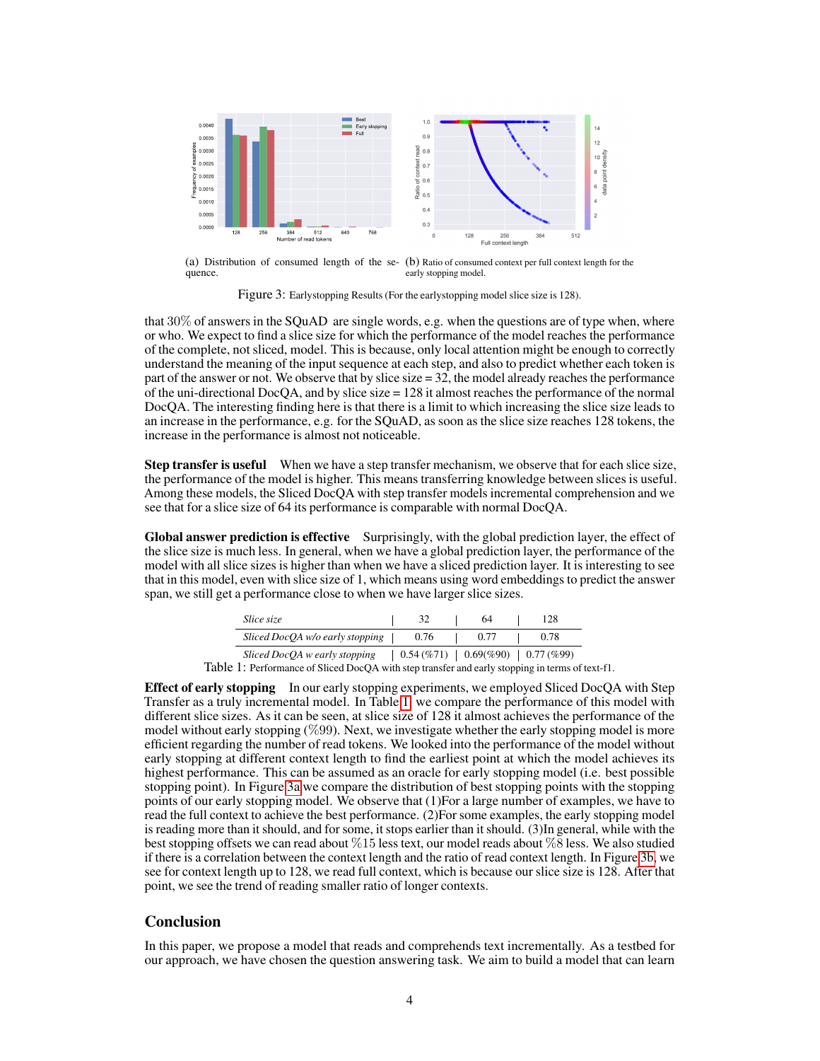(a) Distribution of consumed length of the sequence.

(b) Ratio of consumed context per full context length for the early stopping model.

Figure 3: Earlystopping Results (For the earlystopping model slice size is 128).

that 30% of answers in the SQuAD are single words, e.g. when the questions are of type when, where or who. We expect to find a slice size for which the performance of the model reaches the performance of the complete, not sliced, model. This is because, only local attention might be enough to correctly understand the meaning of the input sequence at each step, and also to predict whether each token is part of the answer or not. We observe that by slice size = 32, the model already reaches the performance of the uni-directional DocQA, and by slice size = 128 it almost reaches the performance of the normal DocQA. The interesting finding here is that there is a limit to which increasing the slice size leads to an increase in the performance, e.g. for the SQuAD, as soon as the slice size reaches 128 tokens, the increase in the performance is almost not noticeable.

**Step transfer is useful** When we have a step transfer mechanism, we observe that for each slice size, the performance of the model is higher. This means transferring knowledge between slices is useful. Among these models, the Sliced DocQA with step transfer models incremental comprehension and we see that for a slice size of 64 its performance is comparable with normal DocQA.

**Global answer prediction is effective** Surprisingly, with the global prediction layer, the effect of the slice size is much less. In general, when we have a global prediction layer, the performance of the model with all slice sizes is higher than when we have a sliced prediction layer. It is interesting to see that in this model, even with slice size of 1, which means using word embeddings to predict the answer span, we still get a performance close to when we have larger slice sizes.

| *Slice size* | 32 | 64 | 128 |
|---|---|---|---|
| *Sliced DocQA w/o early stopping* | 0.76 | 0.77 | 0.78 |
| *Sliced DocQA w early stopping* | 0.54 (%71) | 0.69(%90) | 0.77 (%99) |

Table 1: Performance of Sliced DocQA with step transfer and early stopping in terms of text-f1.

**Effect of early stopping** In our early stopping experiments, we employed Sliced DocQA with Step Transfer as a truly incremental model. In Table 1, we compare the performance of this model with different slice sizes. As it can be seen, at slice size of 128 it almost achieves the performance of the model without early stopping (%99). Next, we investigate whether the early stopping model is more efficient regarding the number of read tokens. We looked into the performance of the model without early stopping at different context length to find the earliest point at which the model achieves its highest performance. This can be assumed as an oracle for early stopping model (i.e. best possible stopping point). In Figure 3a we compare the distribution of best stopping points with the stopping points of our early stopping model. We observe that (1)For a large number of examples, we have to read the full context to achieve the best performance. (2)For some examples, the early stopping model is reading more than it should, and for some, it stops earlier than it should. (3)In general, while with the best stopping offsets we can read about %15 less text, our model reads about %8 less. We also studied if there is a correlation between the context length and the ratio of read context length. In Figure 3b, we see for context length up to 128, we read full context, which is because our slice size is 128. After that point, we see the trend of reading smaller ratio of longer contexts.

## Conclusion

In this paper, we propose a model that reads and comprehends text incrementally. As a testbed for our approach, we have chosen the question answering task. We aim to build a model that can learn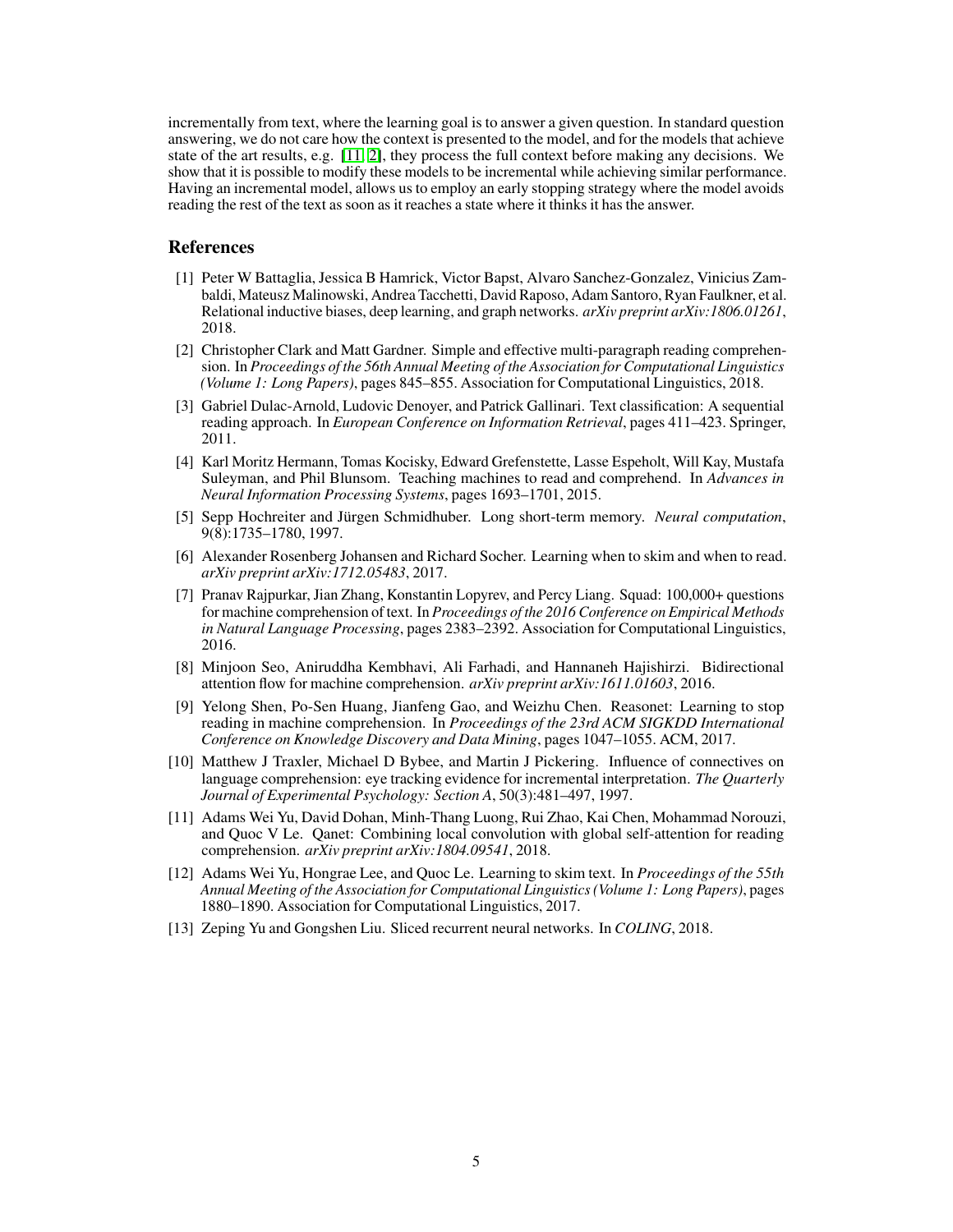incrementally from text, where the learning goal is to answer a given question. In standard question answering, we do not care how the context is presented to the model, and for the models that achieve state of the art results, e.g. [11, 2], they process the full context before making any decisions. We show that it is possible to modify these models to be incremental while achieving similar performance. Having an incremental model, allows us to employ an early stopping strategy where the model avoids reading the rest of the text as soon as it reaches a state where it thinks it has the answer.

## References

[1] Peter W Battaglia, Jessica B Hamrick, Victor Bapst, Alvaro Sanchez-Gonzalez, Vinicius Zambaldi, Mateusz Malinowski, Andrea Tacchetti, David Raposo, Adam Santoro, Ryan Faulkner, et al. Relational inductive biases, deep learning, and graph networks. *arXiv preprint arXiv:1806.01261*, 2018.

[2] Christopher Clark and Matt Gardner. Simple and effective multi-paragraph reading comprehension. In *Proceedings of the 56th Annual Meeting of the Association for Computational Linguistics (Volume 1: Long Papers)*, pages 845–855. Association for Computational Linguistics, 2018.

[3] Gabriel Dulac-Arnold, Ludovic Denoyer, and Patrick Gallinari. Text classification: A sequential reading approach. In *European Conference on Information Retrieval*, pages 411–423. Springer, 2011.

[4] Karl Moritz Hermann, Tomas Kocisky, Edward Grefenstette, Lasse Espeholt, Will Kay, Mustafa Suleyman, and Phil Blunsom. Teaching machines to read and comprehend. In *Advances in Neural Information Processing Systems*, pages 1693–1701, 2015.

[5] Sepp Hochreiter and Jürgen Schmidhuber. Long short-term memory. *Neural computation*, 9(8):1735–1780, 1997.

[6] Alexander Rosenberg Johansen and Richard Socher. Learning when to skim and when to read. *arXiv preprint arXiv:1712.05483*, 2017.

[7] Pranav Rajpurkar, Jian Zhang, Konstantin Lopyrev, and Percy Liang. Squad: 100,000+ questions for machine comprehension of text. In *Proceedings of the 2016 Conference on Empirical Methods in Natural Language Processing*, pages 2383–2392. Association for Computational Linguistics, 2016.

[8] Minjoon Seo, Aniruddha Kembhavi, Ali Farhadi, and Hannaneh Hajishirzi. Bidirectional attention flow for machine comprehension. *arXiv preprint arXiv:1611.01603*, 2016.

[9] Yelong Shen, Po-Sen Huang, Jianfeng Gao, and Weizhu Chen. Reasonet: Learning to stop reading in machine comprehension. In *Proceedings of the 23rd ACM SIGKDD International Conference on Knowledge Discovery and Data Mining*, pages 1047–1055. ACM, 2017.

[10] Matthew J Traxler, Michael D Bybee, and Martin J Pickering. Influence of connectives on language comprehension: eye tracking evidence for incremental interpretation. *The Quarterly Journal of Experimental Psychology: Section A*, 50(3):481–497, 1997.

[11] Adams Wei Yu, David Dohan, Minh-Thang Luong, Rui Zhao, Kai Chen, Mohammad Norouzi, and Quoc V Le. Qanet: Combining local convolution with global self-attention for reading comprehension. *arXiv preprint arXiv:1804.09541*, 2018.

[12] Adams Wei Yu, Hongrae Lee, and Quoc Le. Learning to skim text. In *Proceedings of the 55th Annual Meeting of the Association for Computational Linguistics (Volume 1: Long Papers)*, pages 1880–1890. Association for Computational Linguistics, 2017.

[13] Zeping Yu and Gongshen Liu. Sliced recurrent neural networks. In *COLING*, 2018.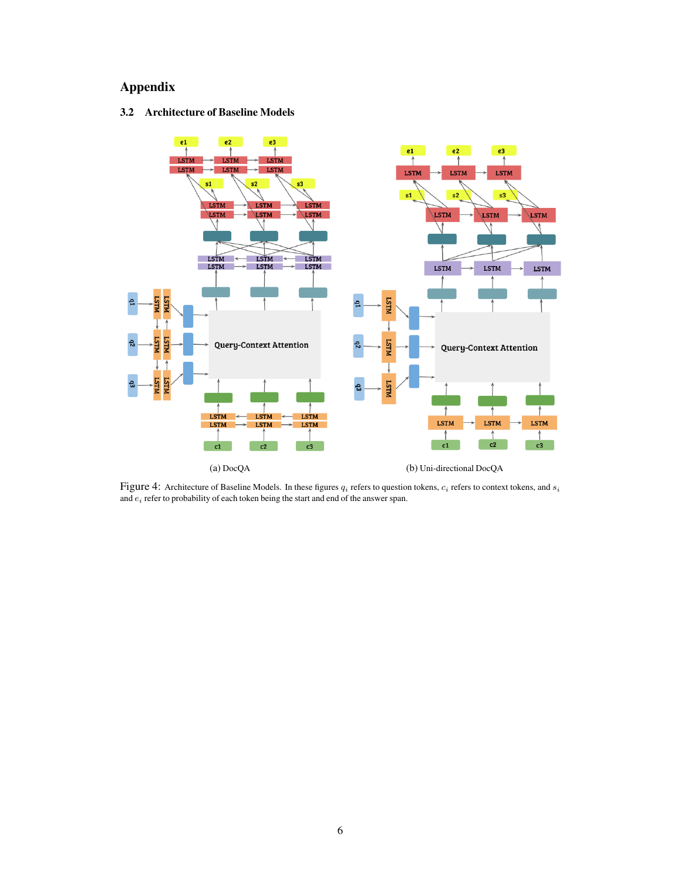# Appendix

## 3.2 Architecture of Baseline Models

e1 e2 e3
LSTM LSTM LSTM
LSTM LSTM LSTM
s1 s2 s3
LSTM LSTM LSTM
LSTM LSTM LSTM
LSTM LSTM LSTM
LSTM LSTM LSTM
q1 q2 q3
LSTM LSTM
Query-Context Attention
LSTM LSTM LSTM
LSTM LSTM LSTM
c1 c2 c3

(a) DocQA

e1 e2 e3
LSTM LSTM LSTM
s1 s2 s3
LSTM LSTM LSTM
LSTM LSTM LSTM
q1 q2 q3
LSTM
Query-Context Attention
LSTM LSTM LSTM
c1 c2 c3

(b) Uni-directional DocQA

Figure 4: Architecture of Baseline Models. In these figures $q_i$ refers to question tokens, $c_i$ refers to context tokens, and $s_i$ and $e_i$ refer to probability of each token being the start and end of the answer span.